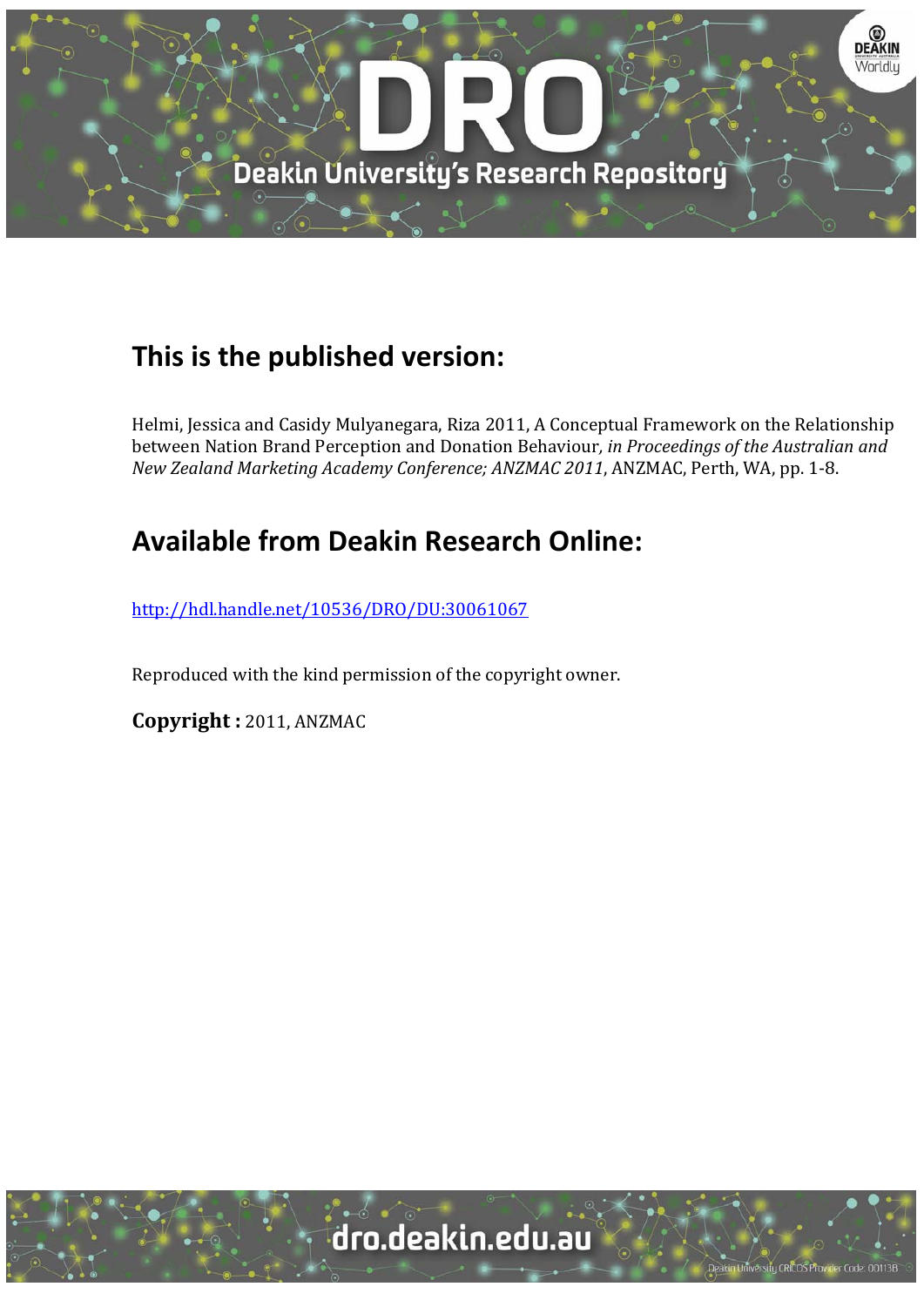## This is the published version:

Helmi, Jessica and Casidy Mulyanegara, Riza 2011, A Conceptual Framework on the Relationship between Nation Brand Perception and Donation Behaviour*, in Proceedings of the Australian and New Zealand Marketing Academy Conference; ANZMAC 2011*, ANZMAC, Perth, WA, pp. 1-8.

## Available from Deakin Research Online:

http://hdl.handle.net/10536/DRO/DU:30061067

Reproduced with the kind permission of the copyright owner.

**Copyright :** 2011, ANZMAC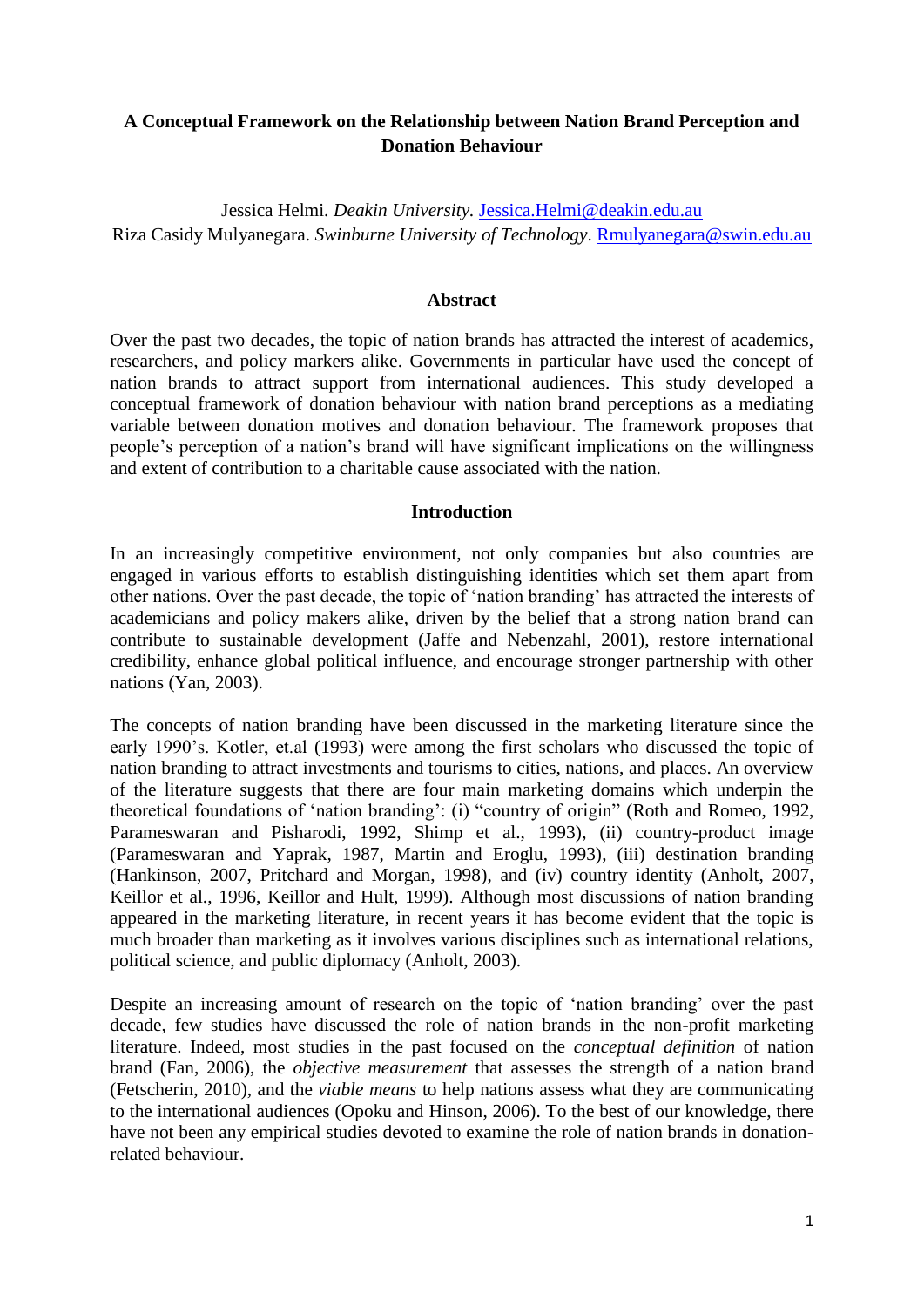# A Conceptual Framework on the Relationship between Nation Brand Perception and Donation Behaviour

Jessica Helmi. *Deakin University*. Jessica.Helmi@deakin.edu.au
Riza Casidy Mulyanegara. *Swinburne University of Technology*. Rmulyanegara@swin.edu.au

## Abstract

Over the past two decades, the topic of nation brands has attracted the interest of academics, researchers, and policy markers alike. Governments in particular have used the concept of nation brands to attract support from international audiences. This study developed a conceptual framework of donation behaviour with nation brand perceptions as a mediating variable between donation motives and donation behaviour. The framework proposes that people's perception of a nation's brand will have significant implications on the willingness and extent of contribution to a charitable cause associated with the nation.

## Introduction

In an increasingly competitive environment, not only companies but also countries are engaged in various efforts to establish distinguishing identities which set them apart from other nations. Over the past decade, the topic of 'nation branding' has attracted the interests of academicians and policy makers alike, driven by the belief that a strong nation brand can contribute to sustainable development (Jaffe and Nebenzahl, 2001), restore international credibility, enhance global political influence, and encourage stronger partnership with other nations (Yan, 2003).

The concepts of nation branding have been discussed in the marketing literature since the early 1990's. Kotler, et.al (1993) were among the first scholars who discussed the topic of nation branding to attract investments and tourisms to cities, nations, and places. An overview of the literature suggests that there are four main marketing domains which underpin the theoretical foundations of 'nation branding': (i) "country of origin" (Roth and Romeo, 1992, Parameswaran and Pisharodi, 1992, Shimp et al., 1993), (ii) country-product image (Parameswaran and Yaprak, 1987, Martin and Eroglu, 1993), (iii) destination branding (Hankinson, 2007, Pritchard and Morgan, 1998), and (iv) country identity (Anholt, 2007, Keillor et al., 1996, Keillor and Hult, 1999). Although most discussions of nation branding appeared in the marketing literature, in recent years it has become evident that the topic is much broader than marketing as it involves various disciplines such as international relations, political science, and public diplomacy (Anholt, 2003).

Despite an increasing amount of research on the topic of 'nation branding' over the past decade, few studies have discussed the role of nation brands in the non-profit marketing literature. Indeed, most studies in the past focused on the *conceptual definition* of nation brand (Fan, 2006), the *objective measurement* that assesses the strength of a nation brand (Fetscherin, 2010), and the *viable means* to help nations assess what they are communicating to the international audiences (Opoku and Hinson, 2006). To the best of our knowledge, there have not been any empirical studies devoted to examine the role of nation brands in donation-related behaviour.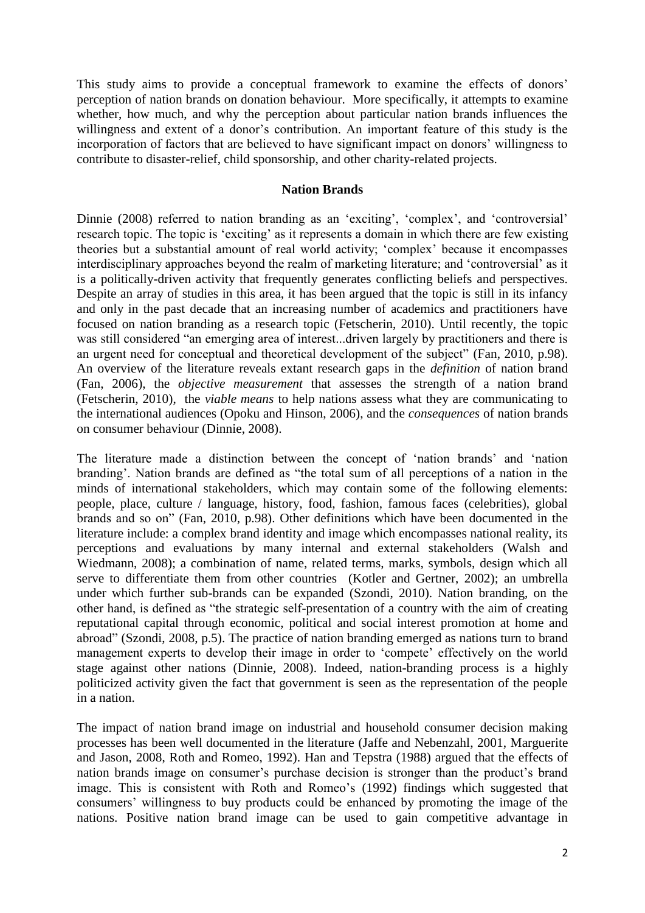This study aims to provide a conceptual framework to examine the effects of donors' perception of nation brands on donation behaviour. More specifically, it attempts to examine whether, how much, and why the perception about particular nation brands influences the willingness and extent of a donor's contribution. An important feature of this study is the incorporation of factors that are believed to have significant impact on donors' willingness to contribute to disaster-relief, child sponsorship, and other charity-related projects.

## Nation Brands

Dinnie (2008) referred to nation branding as an 'exciting', 'complex', and 'controversial' research topic. The topic is 'exciting' as it represents a domain in which there are few existing theories but a substantial amount of real world activity; 'complex' because it encompasses interdisciplinary approaches beyond the realm of marketing literature; and 'controversial' as it is a politically-driven activity that frequently generates conflicting beliefs and perspectives. Despite an array of studies in this area, it has been argued that the topic is still in its infancy and only in the past decade that an increasing number of academics and practitioners have focused on nation branding as a research topic (Fetscherin, 2010). Until recently, the topic was still considered "an emerging area of interest...driven largely by practitioners and there is an urgent need for conceptual and theoretical development of the subject" (Fan, 2010, p.98). An overview of the literature reveals extant research gaps in the *definition* of nation brand (Fan, 2006), the *objective measurement* that assesses the strength of a nation brand (Fetscherin, 2010), the *viable means* to help nations assess what they are communicating to the international audiences (Opoku and Hinson, 2006), and the *consequences* of nation brands on consumer behaviour (Dinnie, 2008).

The literature made a distinction between the concept of 'nation brands' and 'nation branding'. Nation brands are defined as "the total sum of all perceptions of a nation in the minds of international stakeholders, which may contain some of the following elements: people, place, culture / language, history, food, fashion, famous faces (celebrities), global brands and so on" (Fan, 2010, p.98). Other definitions which have been documented in the literature include: a complex brand identity and image which encompasses national reality, its perceptions and evaluations by many internal and external stakeholders (Walsh and Wiedmann, 2008); a combination of name, related terms, marks, symbols, design which all serve to differentiate them from other countries (Kotler and Gertner, 2002); an umbrella under which further sub-brands can be expanded (Szondi, 2010). Nation branding, on the other hand, is defined as "the strategic self-presentation of a country with the aim of creating reputational capital through economic, political and social interest promotion at home and abroad" (Szondi, 2008, p.5). The practice of nation branding emerged as nations turn to brand management experts to develop their image in order to 'compete' effectively on the world stage against other nations (Dinnie, 2008). Indeed, nation-branding process is a highly politicized activity given the fact that government is seen as the representation of the people in a nation.

The impact of nation brand image on industrial and household consumer decision making processes has been well documented in the literature (Jaffe and Nebenzahl, 2001, Marguerite and Jason, 2008, Roth and Romeo, 1992). Han and Tepstra (1988) argued that the effects of nation brands image on consumer's purchase decision is stronger than the product's brand image. This is consistent with Roth and Romeo's (1992) findings which suggested that consumers' willingness to buy products could be enhanced by promoting the image of the nations. Positive nation brand image can be used to gain competitive advantage in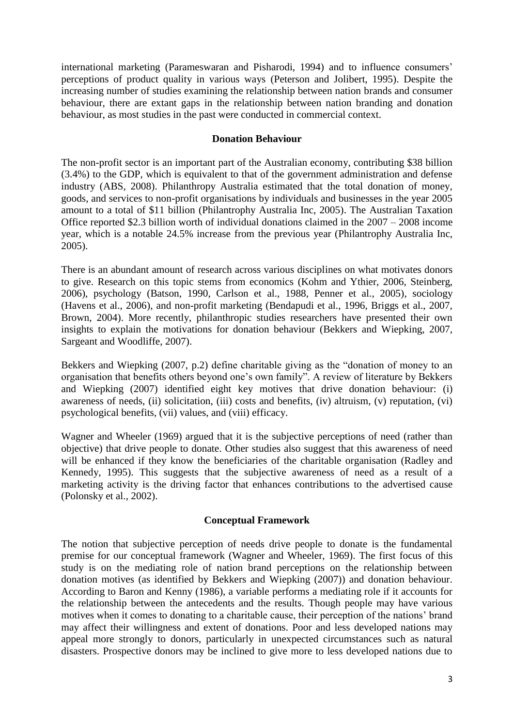international marketing (Parameswaran and Pisharodi, 1994) and to influence consumers' perceptions of product quality in various ways (Peterson and Jolibert, 1995). Despite the increasing number of studies examining the relationship between nation brands and consumer behaviour, there are extant gaps in the relationship between nation branding and donation behaviour, as most studies in the past were conducted in commercial context.

## Donation Behaviour

The non-profit sector is an important part of the Australian economy, contributing \$38 billion (3.4%) to the GDP, which is equivalent to that of the government administration and defense industry (ABS, 2008). Philanthropy Australia estimated that the total donation of money, goods, and services to non-profit organisations by individuals and businesses in the year 2005 amount to a total of \$11 billion (Philantrophy Australia Inc, 2005). The Australian Taxation Office reported \$2.3 billion worth of individual donations claimed in the 2007 – 2008 income year, which is a notable 24.5% increase from the previous year (Philantrophy Australia Inc, 2005).

There is an abundant amount of research across various disciplines on what motivates donors to give. Research on this topic stems from economics (Kohm and Ythier, 2006, Steinberg, 2006), psychology (Batson, 1990, Carlson et al., 1988, Penner et al., 2005), sociology (Havens et al., 2006), and non-profit marketing (Bendapudi et al., 1996, Briggs et al., 2007, Brown, 2004). More recently, philanthropic studies researchers have presented their own insights to explain the motivations for donation behaviour (Bekkers and Wiepking, 2007, Sargeant and Woodliffe, 2007).

Bekkers and Wiepking (2007, p.2) define charitable giving as the "donation of money to an organisation that benefits others beyond one's own family". A review of literature by Bekkers and Wiepking (2007) identified eight key motives that drive donation behaviour: (i) awareness of needs, (ii) solicitation, (iii) costs and benefits, (iv) altruism, (v) reputation, (vi) psychological benefits, (vii) values, and (viii) efficacy.

Wagner and Wheeler (1969) argued that it is the subjective perceptions of need (rather than objective) that drive people to donate. Other studies also suggest that this awareness of need will be enhanced if they know the beneficiaries of the charitable organisation (Radley and Kennedy, 1995). This suggests that the subjective awareness of need as a result of a marketing activity is the driving factor that enhances contributions to the advertised cause (Polonsky et al., 2002).

## Conceptual Framework

The notion that subjective perception of needs drive people to donate is the fundamental premise for our conceptual framework (Wagner and Wheeler, 1969). The first focus of this study is on the mediating role of nation brand perceptions on the relationship between donation motives (as identified by Bekkers and Wiepking (2007)) and donation behaviour. According to Baron and Kenny (1986), a variable performs a mediating role if it accounts for the relationship between the antecedents and the results. Though people may have various motives when it comes to donating to a charitable cause, their perception of the nations' brand may affect their willingness and extent of donations. Poor and less developed nations may appeal more strongly to donors, particularly in unexpected circumstances such as natural disasters. Prospective donors may be inclined to give more to less developed nations due to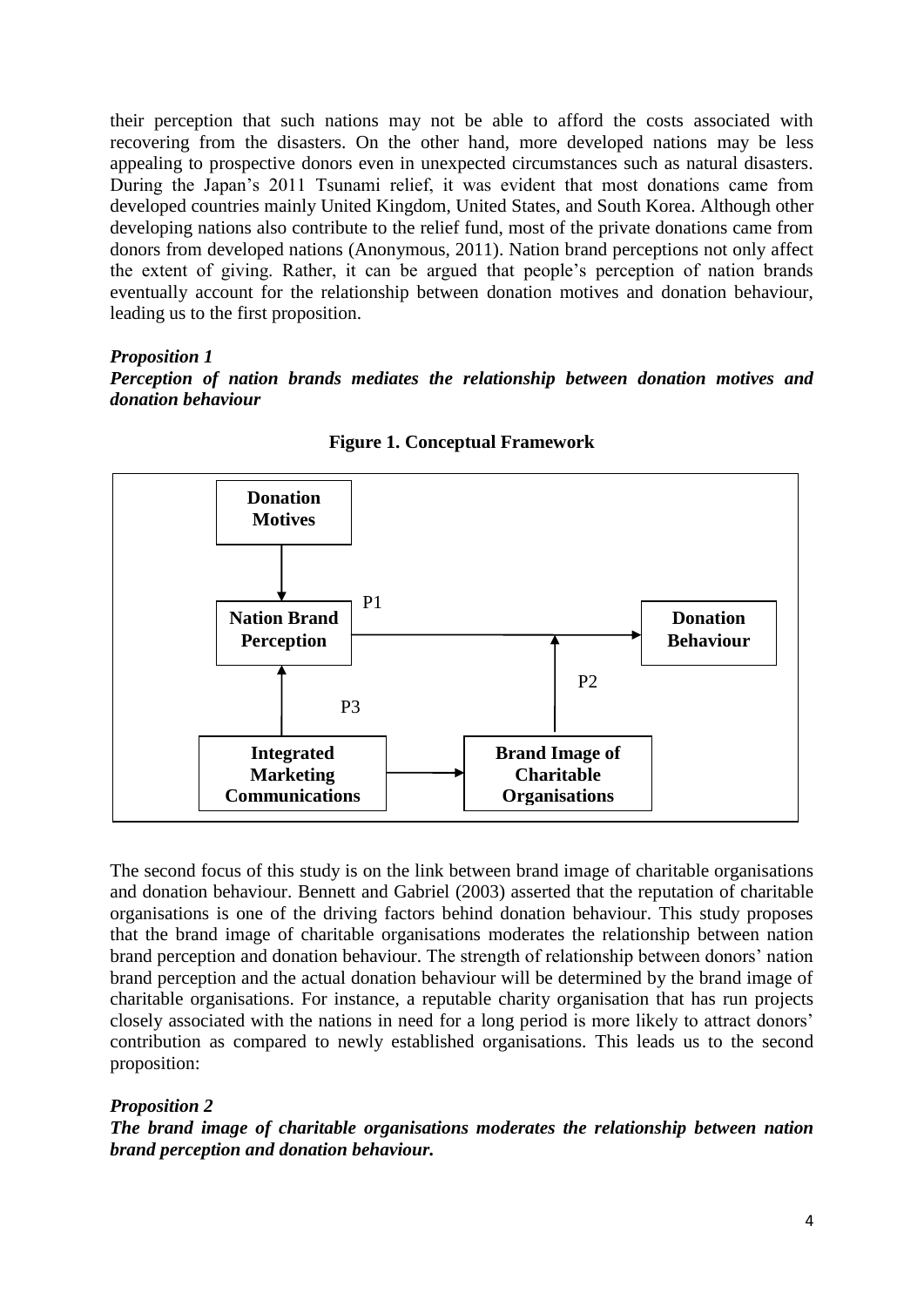their perception that such nations may not be able to afford the costs associated with recovering from the disasters. On the other hand, more developed nations may be less appealing to prospective donors even in unexpected circumstances such as natural disasters. During the Japan's 2011 Tsunami relief, it was evident that most donations came from developed countries mainly United Kingdom, United States, and South Korea. Although other developing nations also contribute to the relief fund, most of the private donations came from donors from developed nations (Anonymous, 2011). Nation brand perceptions not only affect the extent of giving. Rather, it can be argued that people's perception of nation brands eventually account for the relationship between donation motives and donation behaviour, leading us to the first proposition.

***Proposition 1***

***Perception of nation brands mediates the relationship between donation motives and donation behaviour***

**Figure 1. Conceptual Framework**

The second focus of this study is on the link between brand image of charitable organisations and donation behaviour. Bennett and Gabriel (2003) asserted that the reputation of charitable organisations is one of the driving factors behind donation behaviour. This study proposes that the brand image of charitable organisations moderates the relationship between nation brand perception and donation behaviour. The strength of relationship between donors' nation brand perception and the actual donation behaviour will be determined by the brand image of charitable organisations. For instance, a reputable charity organisation that has run projects closely associated with the nations in need for a long period is more likely to attract donors' contribution as compared to newly established organisations. This leads us to the second proposition:

***Proposition 2***

***The brand image of charitable organisations moderates the relationship between nation brand perception and donation behaviour.***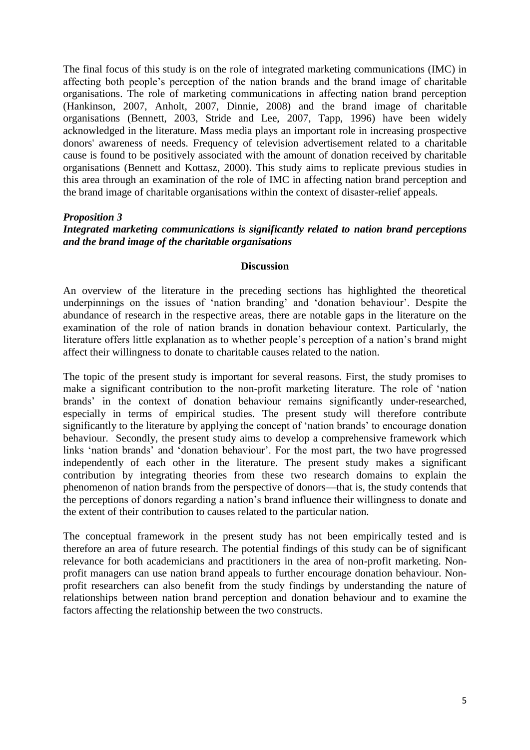The final focus of this study is on the role of integrated marketing communications (IMC) in affecting both people's perception of the nation brands and the brand image of charitable organisations. The role of marketing communications in affecting nation brand perception (Hankinson, 2007, Anholt, 2007, Dinnie, 2008) and the brand image of charitable organisations (Bennett, 2003, Stride and Lee, 2007, Tapp, 1996) have been widely acknowledged in the literature. Mass media plays an important role in increasing prospective donors' awareness of needs. Frequency of television advertisement related to a charitable cause is found to be positively associated with the amount of donation received by charitable organisations (Bennett and Kottasz, 2000). This study aims to replicate previous studies in this area through an examination of the role of IMC in affecting nation brand perception and the brand image of charitable organisations within the context of disaster-relief appeals.

***Proposition 3***

***Integrated marketing communications is significantly related to nation brand perceptions and the brand image of the charitable organisations***

## Discussion

An overview of the literature in the preceding sections has highlighted the theoretical underpinnings on the issues of 'nation branding' and 'donation behaviour'. Despite the abundance of research in the respective areas, there are notable gaps in the literature on the examination of the role of nation brands in donation behaviour context. Particularly, the literature offers little explanation as to whether people's perception of a nation's brand might affect their willingness to donate to charitable causes related to the nation.

The topic of the present study is important for several reasons. First, the study promises to make a significant contribution to the non-profit marketing literature. The role of 'nation brands' in the context of donation behaviour remains significantly under-researched, especially in terms of empirical studies. The present study will therefore contribute significantly to the literature by applying the concept of 'nation brands' to encourage donation behaviour. Secondly, the present study aims to develop a comprehensive framework which links 'nation brands' and 'donation behaviour'. For the most part, the two have progressed independently of each other in the literature. The present study makes a significant contribution by integrating theories from these two research domains to explain the phenomenon of nation brands from the perspective of donors—that is, the study contends that the perceptions of donors regarding a nation's brand influence their willingness to donate and the extent of their contribution to causes related to the particular nation.

The conceptual framework in the present study has not been empirically tested and is therefore an area of future research. The potential findings of this study can be of significant relevance for both academicians and practitioners in the area of non-profit marketing. Non-profit managers can use nation brand appeals to further encourage donation behaviour. Non-profit researchers can also benefit from the study findings by understanding the nature of relationships between nation brand perception and donation behaviour and to examine the factors affecting the relationship between the two constructs.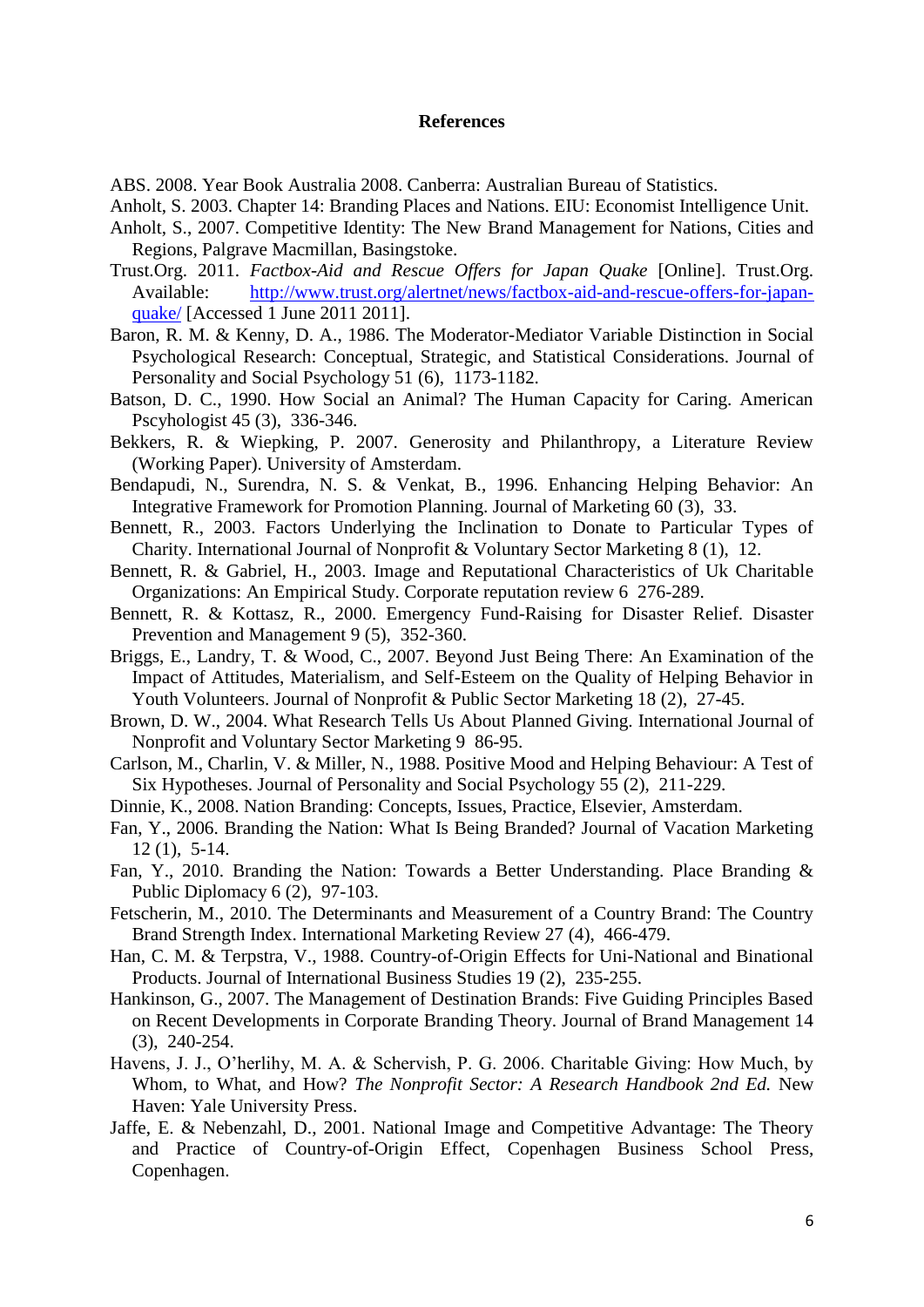# References

ABS. 2008. Year Book Australia 2008. Canberra: Australian Bureau of Statistics.

Anholt, S. 2003. Chapter 14: Branding Places and Nations. EIU: Economist Intelligence Unit.

Anholt, S., 2007. Competitive Identity: The New Brand Management for Nations, Cities and Regions, Palgrave Macmillan, Basingstoke.

Trust.Org. 2011. *Factbox-Aid and Rescue Offers for Japan Quake* [Online]. Trust.Org. Available: [http://www.trust.org/alertnet/news/factbox-aid-and-rescue-offers-for-japan-quake/](http://www.trust.org/alertnet/news/factbox-aid-and-rescue-offers-for-japan-quake/) [Accessed 1 June 2011 2011].

Baron, R. M. & Kenny, D. A., 1986. The Moderator-Mediator Variable Distinction in Social Psychological Research: Conceptual, Strategic, and Statistical Considerations. Journal of Personality and Social Psychology 51 (6), 1173-1182.

Batson, D. C., 1990. How Social an Animal? The Human Capacity for Caring. American Pscyhologist 45 (3), 336-346.

Bekkers, R. & Wiepking, P. 2007. Generosity and Philanthropy, a Literature Review (Working Paper). University of Amsterdam.

Bendapudi, N., Surendra, N. S. & Venkat, B., 1996. Enhancing Helping Behavior: An Integrative Framework for Promotion Planning. Journal of Marketing 60 (3), 33.

Bennett, R., 2003. Factors Underlying the Inclination to Donate to Particular Types of Charity. International Journal of Nonprofit & Voluntary Sector Marketing 8 (1), 12.

Bennett, R. & Gabriel, H., 2003. Image and Reputational Characteristics of Uk Charitable Organizations: An Empirical Study. Corporate reputation review 6 276-289.

Bennett, R. & Kottasz, R., 2000. Emergency Fund-Raising for Disaster Relief. Disaster Prevention and Management 9 (5), 352-360.

Briggs, E., Landry, T. & Wood, C., 2007. Beyond Just Being There: An Examination of the Impact of Attitudes, Materialism, and Self-Esteem on the Quality of Helping Behavior in Youth Volunteers. Journal of Nonprofit & Public Sector Marketing 18 (2), 27-45.

Brown, D. W., 2004. What Research Tells Us About Planned Giving. International Journal of Nonprofit and Voluntary Sector Marketing 9 86-95.

Carlson, M., Charlin, V. & Miller, N., 1988. Positive Mood and Helping Behaviour: A Test of Six Hypotheses. Journal of Personality and Social Psychology 55 (2), 211-229.

Dinnie, K., 2008. Nation Branding: Concepts, Issues, Practice, Elsevier, Amsterdam.

Fan, Y., 2006. Branding the Nation: What Is Being Branded? Journal of Vacation Marketing 12 (1), 5-14.

Fan, Y., 2010. Branding the Nation: Towards a Better Understanding. Place Branding & Public Diplomacy 6 (2), 97-103.

Fetscherin, M., 2010. The Determinants and Measurement of a Country Brand: The Country Brand Strength Index. International Marketing Review 27 (4), 466-479.

Han, C. M. & Terpstra, V., 1988. Country-of-Origin Effects for Uni-National and Binational Products. Journal of International Business Studies 19 (2), 235-255.

Hankinson, G., 2007. The Management of Destination Brands: Five Guiding Principles Based on Recent Developments in Corporate Branding Theory. Journal of Brand Management 14 (3), 240-254.

Havens, J. J., O'herlihy, M. A. & Schervish, P. G. 2006. Charitable Giving: How Much, by Whom, to What, and How? *The Nonprofit Sector: A Research Handbook 2nd Ed.* New Haven: Yale University Press.

Jaffe, E. & Nebenzahl, D., 2001. National Image and Competitive Advantage: The Theory and Practice of Country-of-Origin Effect, Copenhagen Business School Press, Copenhagen.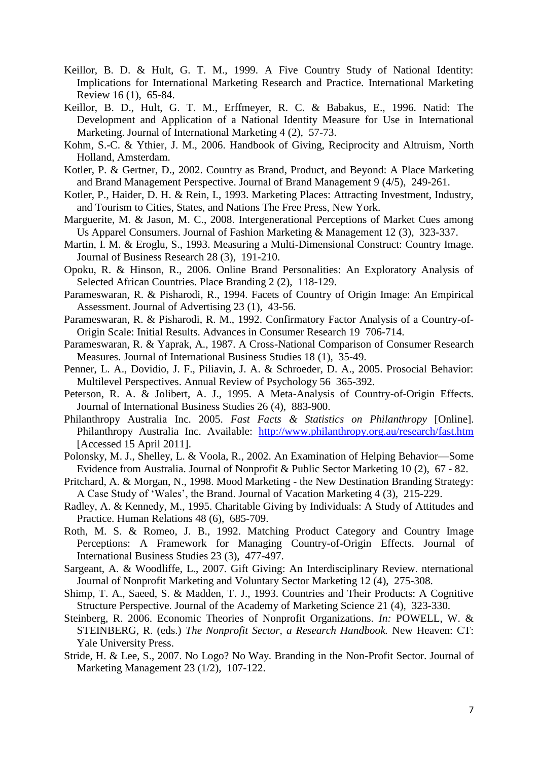Keillor, B. D. & Hult, G. T. M., 1999. A Five Country Study of National Identity: Implications for International Marketing Research and Practice. International Marketing Review 16 (1), 65-84.

Keillor, B. D., Hult, G. T. M., Erffmeyer, R. C. & Babakus, E., 1996. Natid: The Development and Application of a National Identity Measure for Use in International Marketing. Journal of International Marketing 4 (2), 57-73.

Kohm, S.-C. & Ythier, J. M., 2006. Handbook of Giving, Reciprocity and Altruism, North Holland, Amsterdam.

Kotler, P. & Gertner, D., 2002. Country as Brand, Product, and Beyond: A Place Marketing and Brand Management Perspective. Journal of Brand Management 9 (4/5), 249-261.

Kotler, P., Haider, D. H. & Rein, I., 1993. Marketing Places: Attracting Investment, Industry, and Tourism to Cities, States, and Nations The Free Press, New York.

Marguerite, M. & Jason, M. C., 2008. Intergenerational Perceptions of Market Cues among Us Apparel Consumers. Journal of Fashion Marketing & Management 12 (3), 323-337.

Martin, I. M. & Eroglu, S., 1993. Measuring a Multi-Dimensional Construct: Country Image. Journal of Business Research 28 (3), 191-210.

Opoku, R. & Hinson, R., 2006. Online Brand Personalities: An Exploratory Analysis of Selected African Countries. Place Branding 2 (2), 118-129.

Parameswaran, R. & Pisharodi, R., 1994. Facets of Country of Origin Image: An Empirical Assessment. Journal of Advertising 23 (1), 43-56.

Parameswaran, R. & Pisharodi, R. M., 1992. Confirmatory Factor Analysis of a Country-of-Origin Scale: Initial Results. Advances in Consumer Research 19 706-714.

Parameswaran, R. & Yaprak, A., 1987. A Cross-National Comparison of Consumer Research Measures. Journal of International Business Studies 18 (1), 35-49.

Penner, L. A., Dovidio, J. F., Piliavin, J. A. & Schroeder, D. A., 2005. Prosocial Behavior: Multilevel Perspectives. Annual Review of Psychology 56 365-392.

Peterson, R. A. & Jolibert, A. J., 1995. A Meta-Analysis of Country-of-Origin Effects. Journal of International Business Studies 26 (4), 883-900.

Philanthropy Australia Inc. 2005. *Fast Facts & Statistics on Philanthropy* [Online]. Philanthropy Australia Inc. Available: http://www.philanthropy.org.au/research/fast.htm [Accessed 15 April 2011].

Polonsky, M. J., Shelley, L. & Voola, R., 2002. An Examination of Helping Behavior—Some Evidence from Australia. Journal of Nonprofit & Public Sector Marketing 10 (2), 67 - 82.

Pritchard, A. & Morgan, N., 1998. Mood Marketing - the New Destination Branding Strategy: A Case Study of 'Wales', the Brand. Journal of Vacation Marketing 4 (3), 215-229.

Radley, A. & Kennedy, M., 1995. Charitable Giving by Individuals: A Study of Attitudes and Practice. Human Relations 48 (6), 685-709.

Roth, M. S. & Romeo, J. B., 1992. Matching Product Category and Country Image Perceptions: A Framework for Managing Country-of-Origin Effects. Journal of International Business Studies 23 (3), 477-497.

Sargeant, A. & Woodliffe, L., 2007. Gift Giving: An Interdisciplinary Review. nternational Journal of Nonprofit Marketing and Voluntary Sector Marketing 12 (4), 275-308.

Shimp, T. A., Saeed, S. & Madden, T. J., 1993. Countries and Their Products: A Cognitive Structure Perspective. Journal of the Academy of Marketing Science 21 (4), 323-330.

Steinberg, R. 2006. Economic Theories of Nonprofit Organizations. *In:* POWELL, W. & STEINBERG, R. (eds.) *The Nonprofit Sector, a Research Handbook.* New Heaven: CT: Yale University Press.

Stride, H. & Lee, S., 2007. No Logo? No Way. Branding in the Non-Profit Sector. Journal of Marketing Management 23 (1/2), 107-122.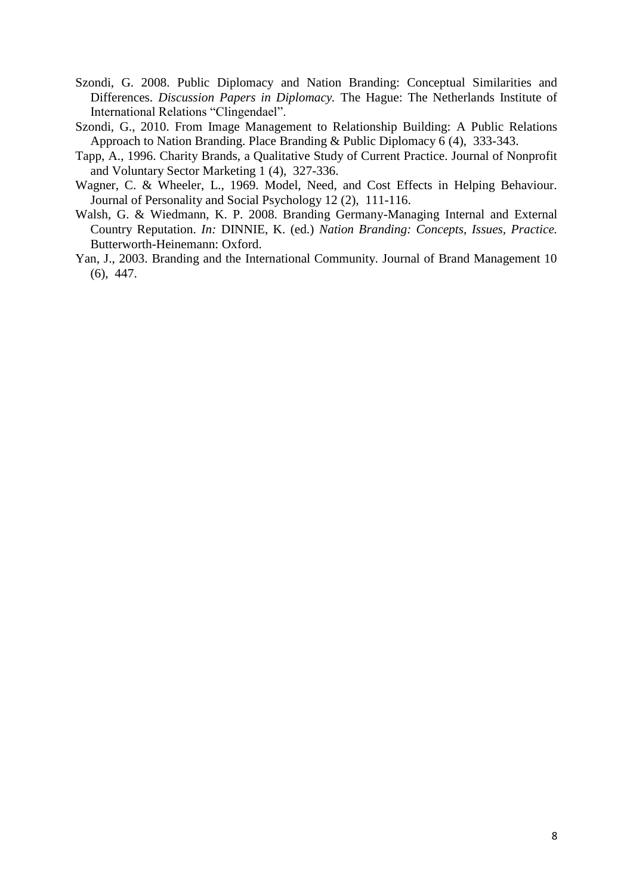Szondi, G. 2008. Public Diplomacy and Nation Branding: Conceptual Similarities and Differences. *Discussion Papers in Diplomacy.* The Hague: The Netherlands Institute of International Relations "Clingendael".

Szondi, G., 2010. From Image Management to Relationship Building: A Public Relations Approach to Nation Branding. Place Branding & Public Diplomacy 6 (4), 333-343.

Tapp, A., 1996. Charity Brands, a Qualitative Study of Current Practice. Journal of Nonprofit and Voluntary Sector Marketing 1 (4), 327-336.

Wagner, C. & Wheeler, L., 1969. Model, Need, and Cost Effects in Helping Behaviour. Journal of Personality and Social Psychology 12 (2), 111-116.

Walsh, G. & Wiedmann, K. P. 2008. Branding Germany-Managing Internal and External Country Reputation. *In:* DINNIE, K. (ed.) *Nation Branding: Concepts, Issues, Practice.* Butterworth-Heinemann: Oxford.

Yan, J., 2003. Branding and the International Community. Journal of Brand Management 10 (6), 447.